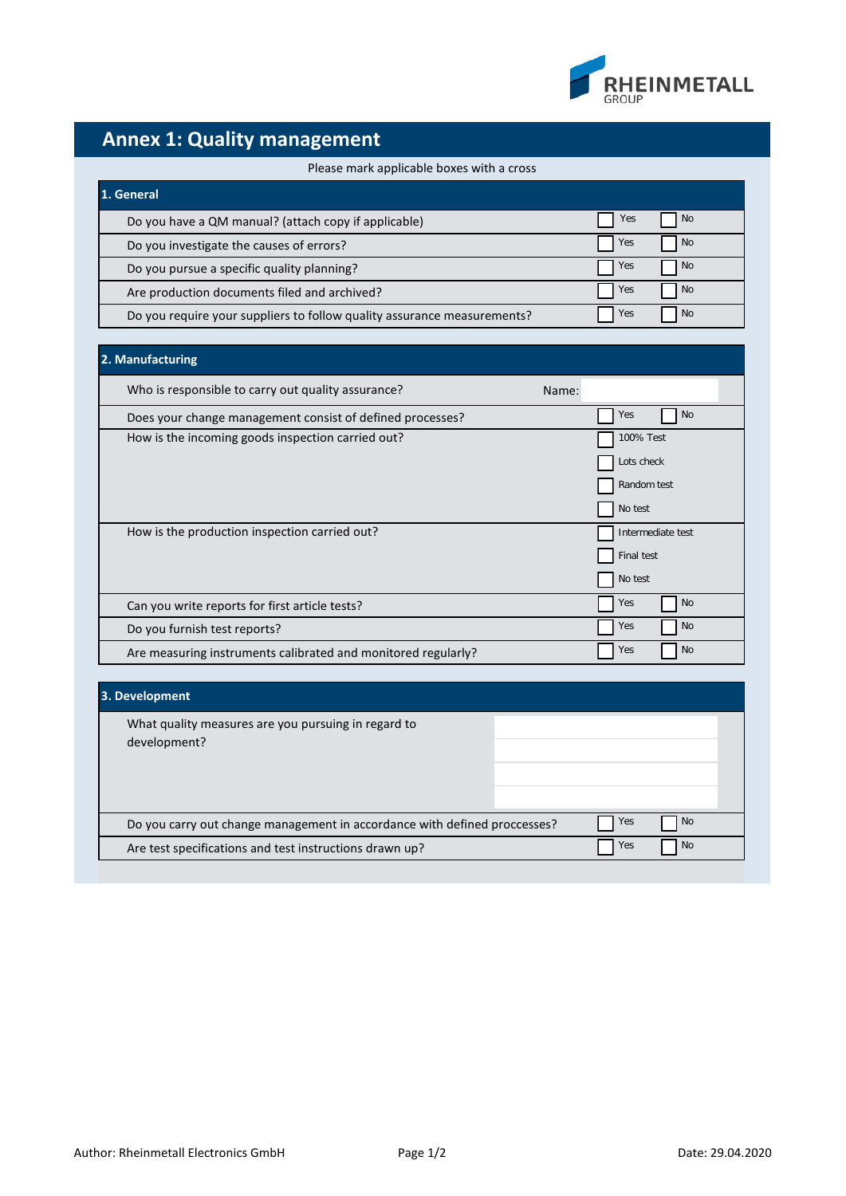RHEINMETALL GROUP

# Annex 1: Quality management

Please mark applicable boxes with a cross

## 1. General

| Question | Answer |
|---|---|
| Do you have a QM manual? (attach copy if applicable) | ☐ Yes ☐ No |
| Do you investigate the causes of errors? | ☐ Yes ☐ No |
| Do you pursue a specific quality planning? | ☐ Yes ☐ No |
| Are production documents filed and archived? | ☐ Yes ☐ No |
| Do you require your suppliers to follow quality assurance measurements? | ☐ Yes ☐ No |

## 2. Manufacturing

| Question | Answer |
|---|---|
| Who is responsible to carry out quality assurance? | Name: |
| Does your change management consist of defined processes? | ☐ Yes ☐ No |
| How is the incoming goods inspection carried out? | ☐ 100% Test<br>☐ Lots check<br>☐ Random test<br>☐ No test |
| How is the production inspection carried out? | ☐ Intermediate test<br>☐ Final test<br>☐ No test |
| Can you write reports for first article tests? | ☐ Yes ☐ No |
| Do you furnish test reports? | ☐ Yes ☐ No |
| Are measuring instruments calibrated and monitored regularly? | ☐ Yes ☐ No |

## 3. Development

| Question | Answer |
|---|---|
| What quality measures are you pursuing in regard to development? | |
| Do you carry out change management in accordance with defined proccesses? | ☐ Yes ☐ No |
| Are test specifications and test instructions drawn up? | ☐ Yes ☐ No |

Author: Rheinmetall Electronics GmbH

Date: 29.04.2020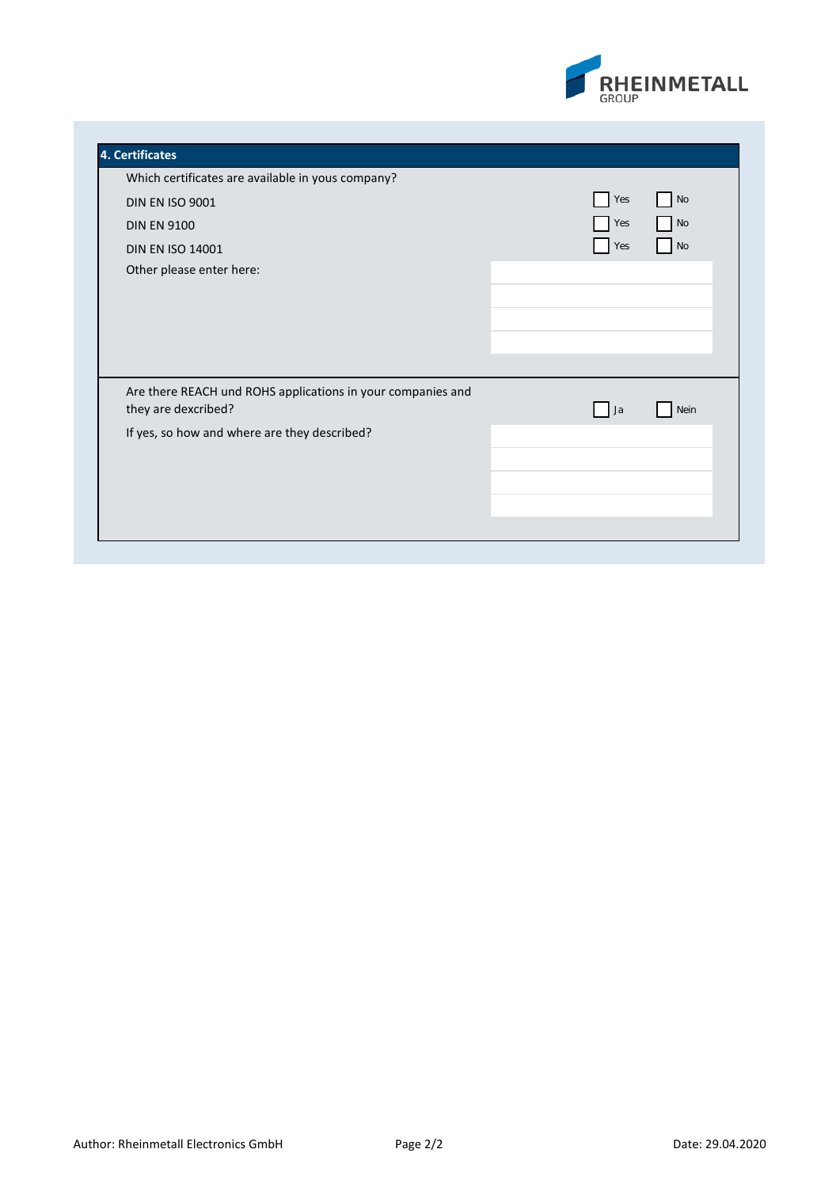## 4. Certificates

Which certificates are available in yous company?

| | | |
|---|---|---|
| DIN EN ISO 9001 | ☐ Yes | ☐ No |
| DIN EN 9100 | ☐ Yes | ☐ No |
| DIN EN ISO 14001 | ☐ Yes | ☐ No |

Other please enter here:

Are there REACH und ROHS applications in your companies and they are dexcribed? ☐ Ja ☐ Nein

If yes, so how and where are they described?

Author: Rheinmetall Electronics GmbH

Date: 29.04.2020